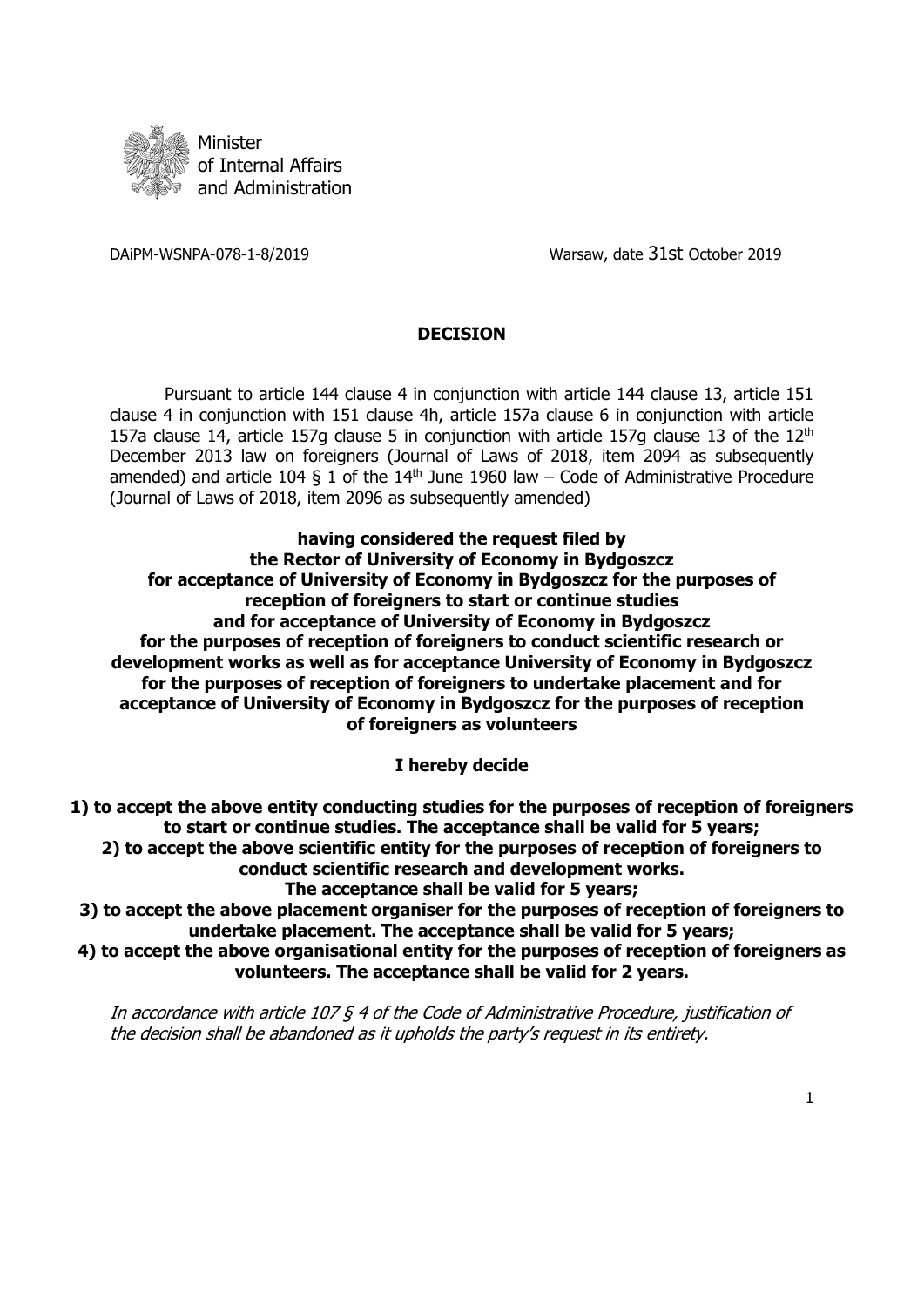Minister
of Internal Affairs
and Administration

DAiPM-WSNPA-078-1-8/2019

Warsaw, date 31st October 2019

**DECISION**

Pursuant to article 144 clause 4 in conjunction with article 144 clause 13, article 151 clause 4 in conjunction with 151 clause 4h, article 157a clause 6 in conjunction with article 157a clause 14, article 157g clause 5 in conjunction with article 157g clause 13 of the 12th December 2013 law on foreigners (Journal of Laws of 2018, item 2094 as subsequently amended) and article 104 § 1 of the 14th June 1960 law – Code of Administrative Procedure (Journal of Laws of 2018, item 2096 as subsequently amended)

**having considered the request filed by the Rector of University of Economy in Bydgoszcz for acceptance of University of Economy in Bydgoszcz for the purposes of reception of foreigners to start or continue studies and for acceptance of University of Economy in Bydgoszcz for the purposes of reception of foreigners to conduct scientific research or development works as well as for acceptance University of Economy in Bydgoszcz for the purposes of reception of foreigners to undertake placement and for acceptance of University of Economy in Bydgoszcz for the purposes of reception of foreigners as volunteers**

**I hereby decide**

**1) to accept the above entity conducting studies for the purposes of reception of foreigners to start or continue studies. The acceptance shall be valid for 5 years;**
**2) to accept the above scientific entity for the purposes of reception of foreigners to conduct scientific research and development works. The acceptance shall be valid for 5 years;**
**3) to accept the above placement organiser for the purposes of reception of foreigners to undertake placement. The acceptance shall be valid for 5 years;**
**4) to accept the above organisational entity for the purposes of reception of foreigners as volunteers. The acceptance shall be valid for 2 years.**

*In accordance with article 107 § 4 of the Code of Administrative Procedure, justification of the decision shall be abandoned as it upholds the party's request in its entirety.*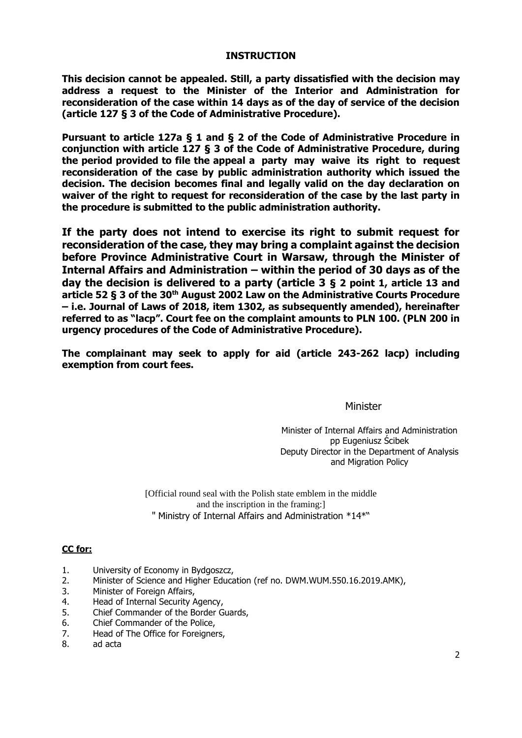**INSTRUCTION**

**This decision cannot be appealed. Still, a party dissatisfied with the decision may address a request to the Minister of the Interior and Administration for reconsideration of the case within 14 days as of the day of service of the decision (article 127 § 3 of the Code of Administrative Procedure).**

**Pursuant to article 127a § 1 and § 2 of the Code of Administrative Procedure in conjunction with article 127 § 3 of the Code of Administrative Procedure, during the period provided to file the appeal a party may waive its right to request reconsideration of the case by public administration authority which issued the decision. The decision becomes final and legally valid on the day declaration on waiver of the right to request for reconsideration of the case by the last party in the procedure is submitted to the public administration authority.**

**If the party does not intend to exercise its right to submit request for reconsideration of the case, they may bring a complaint against the decision before Province Administrative Court in Warsaw, through the Minister of Internal Affairs and Administration – within the period of 30 days as of the day the decision is delivered to a party (article 3 § 2 point 1, article 13 and article 52 § 3 of the 30th August 2002 Law on the Administrative Courts Procedure – i.e. Journal of Laws of 2018, item 1302, as subsequently amended), hereinafter referred to as "lacp". Court fee on the complaint amounts to PLN 100. (PLN 200 in urgency procedures of the Code of Administrative Procedure).**

**The complainant may seek to apply for aid (article 243-262 lacp) including exemption from court fees.**

Minister

Minister of Internal Affairs and Administration
pp Eugeniusz Ścibek
Deputy Director in the Department of Analysis and Migration Policy

[Official round seal with the Polish state emblem in the middle and the inscription in the framing:]
" Ministry of Internal Affairs and Administration *14*"

**CC for:**

1. University of Economy in Bydgoszcz,
2. Minister of Science and Higher Education (ref no. DWM.WUM.550.16.2019.AMK),
3. Minister of Foreign Affairs,
4. Head of Internal Security Agency,
5. Chief Commander of the Border Guards,
6. Chief Commander of the Police,
7. Head of The Office for Foreigners,
8. ad acta